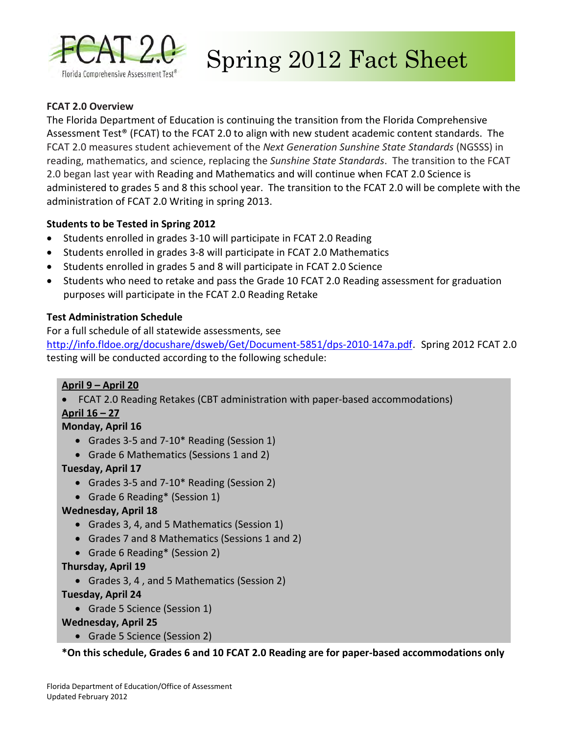# FCAT 2.0 Spring 2012 Fact Sheet

Florida Comprehensive Assessment Test®

## FCAT 2.0 Overview

The Florida Department of Education is continuing the transition from the Florida Comprehensive Assessment Test® (FCAT) to the FCAT 2.0 to align with new student academic content standards. The FCAT 2.0 measures student achievement of the *Next Generation Sunshine State Standards* (NGSSS) in reading, mathematics, and science, replacing the *Sunshine State Standards*. The transition to the FCAT 2.0 began last year with Reading and Mathematics and will continue when FCAT 2.0 Science is administered to grades 5 and 8 this school year. The transition to the FCAT 2.0 will be complete with the administration of FCAT 2.0 Writing in spring 2013.

## Students to be Tested in Spring 2012

- Students enrolled in grades 3-10 will participate in FCAT 2.0 Reading
- Students enrolled in grades 3-8 will participate in FCAT 2.0 Mathematics
- Students enrolled in grades 5 and 8 will participate in FCAT 2.0 Science
- Students who need to retake and pass the Grade 10 FCAT 2.0 Reading assessment for graduation purposes will participate in the FCAT 2.0 Reading Retake

## Test Administration Schedule

For a full schedule of all statewide assessments, see http://info.fldoe.org/docushare/dsweb/Get/Document-5851/dps-2010-147a.pdf. Spring 2012 FCAT 2.0 testing will be conducted according to the following schedule:

**April 9 – April 20**

- FCAT 2.0 Reading Retakes (CBT administration with paper-based accommodations)

**April 16 – 27**

**Monday, April 16**

- Grades 3-5 and 7-10* Reading (Session 1)
- Grade 6 Mathematics (Sessions 1 and 2)

**Tuesday, April 17**

- Grades 3-5 and 7-10* Reading (Session 2)
- Grade 6 Reading* (Session 1)

**Wednesday, April 18**

- Grades 3, 4, and 5 Mathematics (Session 1)
- Grades 7 and 8 Mathematics (Sessions 1 and 2)
- Grade 6 Reading* (Session 2)

**Thursday, April 19**

- Grades 3, 4 , and 5 Mathematics (Session 2)

**Tuesday, April 24**

- Grade 5 Science (Session 1)

**Wednesday, April 25**

- Grade 5 Science (Session 2)

**\*On this schedule, Grades 6 and 10 FCAT 2.0 Reading are for paper-based accommodations only**

Florida Department of Education/Office of Assessment
Updated February 2012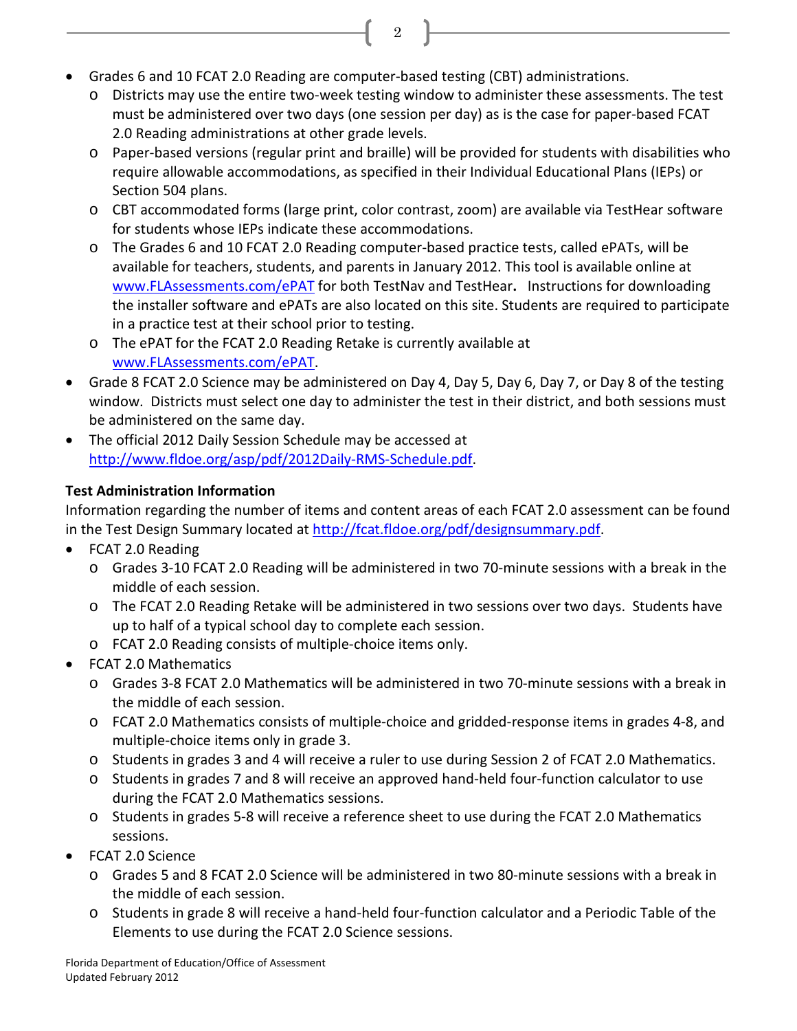- Grades 6 and 10 FCAT 2.0 Reading are computer-based testing (CBT) administrations.
  - Districts may use the entire two-week testing window to administer these assessments. The test must be administered over two days (one session per day) as is the case for paper-based FCAT 2.0 Reading administrations at other grade levels.
  - Paper-based versions (regular print and braille) will be provided for students with disabilities who require allowable accommodations, as specified in their Individual Educational Plans (IEPs) or Section 504 plans.
  - CBT accommodated forms (large print, color contrast, zoom) are available via TestHear software for students whose IEPs indicate these accommodations.
  - The Grades 6 and 10 FCAT 2.0 Reading computer-based practice tests, called ePATs, will be available for teachers, students, and parents in January 2012. This tool is available online at [www.FLAssessments.com/ePAT](www.FLAssessments.com/ePAT) for both TestNav and TestHear**.** Instructions for downloading the installer software and ePATs are also located on this site. Students are required to participate in a practice test at their school prior to testing.
  - The ePAT for the FCAT 2.0 Reading Retake is currently available at [www.FLAssessments.com/ePAT](www.FLAssessments.com/ePAT).
- Grade 8 FCAT 2.0 Science may be administered on Day 4, Day 5, Day 6, Day 7, or Day 8 of the testing window. Districts must select one day to administer the test in their district, and both sessions must be administered on the same day.
- The official 2012 Daily Session Schedule may be accessed at [http://www.fldoe.org/asp/pdf/2012Daily-RMS-Schedule.pdf](http://www.fldoe.org/asp/pdf/2012Daily-RMS-Schedule.pdf).

**Test Administration Information**

Information regarding the number of items and content areas of each FCAT 2.0 assessment can be found in the Test Design Summary located at [http://fcat.fldoe.org/pdf/designsummary.pdf](http://fcat.fldoe.org/pdf/designsummary.pdf).

- FCAT 2.0 Reading
  - Grades 3-10 FCAT 2.0 Reading will be administered in two 70-minute sessions with a break in the middle of each session.
  - The FCAT 2.0 Reading Retake will be administered in two sessions over two days. Students have up to half of a typical school day to complete each session.
  - FCAT 2.0 Reading consists of multiple-choice items only.
- FCAT 2.0 Mathematics
  - Grades 3-8 FCAT 2.0 Mathematics will be administered in two 70-minute sessions with a break in the middle of each session.
  - FCAT 2.0 Mathematics consists of multiple-choice and gridded-response items in grades 4-8, and multiple-choice items only in grade 3.
  - Students in grades 3 and 4 will receive a ruler to use during Session 2 of FCAT 2.0 Mathematics.
  - Students in grades 7 and 8 will receive an approved hand-held four-function calculator to use during the FCAT 2.0 Mathematics sessions.
  - Students in grades 5-8 will receive a reference sheet to use during the FCAT 2.0 Mathematics sessions.
- FCAT 2.0 Science
  - Grades 5 and 8 FCAT 2.0 Science will be administered in two 80-minute sessions with a break in the middle of each session.
  - Students in grade 8 will receive a hand-held four-function calculator and a Periodic Table of the Elements to use during the FCAT 2.0 Science sessions.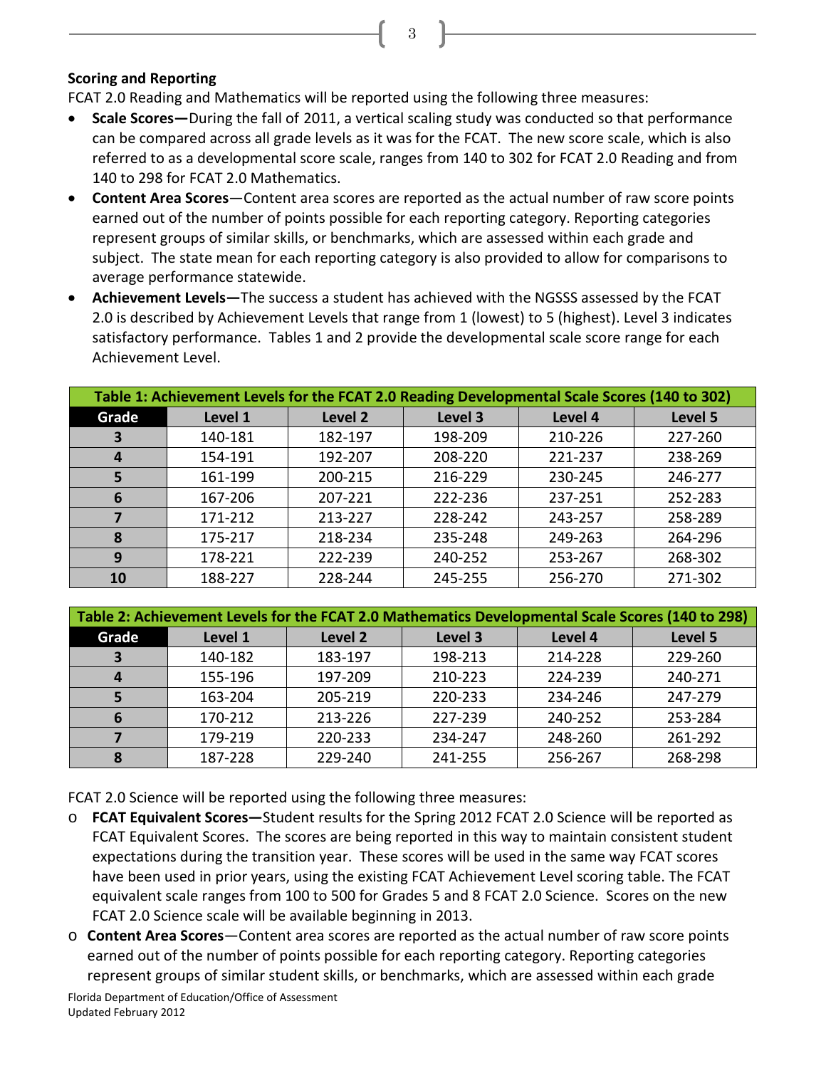### Scoring and Reporting

FCAT 2.0 Reading and Mathematics will be reported using the following three measures:

- **Scale Scores—**During the fall of 2011, a vertical scaling study was conducted so that performance can be compared across all grade levels as it was for the FCAT. The new score scale, which is also referred to as a developmental score scale, ranges from 140 to 302 for FCAT 2.0 Reading and from 140 to 298 for FCAT 2.0 Mathematics.
- **Content Area Scores**—Content area scores are reported as the actual number of raw score points earned out of the number of points possible for each reporting category. Reporting categories represent groups of similar skills, or benchmarks, which are assessed within each grade and subject. The state mean for each reporting category is also provided to allow for comparisons to average performance statewide.
- **Achievement Levels—**The success a student has achieved with the NGSSS assessed by the FCAT 2.0 is described by Achievement Levels that range from 1 (lowest) to 5 (highest). Level 3 indicates satisfactory performance. Tables 1 and 2 provide the developmental scale score range for each Achievement Level.

**Table 1: Achievement Levels for the FCAT 2.0 Reading Developmental Scale Scores (140 to 302)**

| Grade | Level 1 | Level 2 | Level 3 | Level 4 | Level 5 |
|---|---|---|---|---|---|
| 3 | 140-181 | 182-197 | 198-209 | 210-226 | 227-260 |
| 4 | 154-191 | 192-207 | 208-220 | 221-237 | 238-269 |
| 5 | 161-199 | 200-215 | 216-229 | 230-245 | 246-277 |
| 6 | 167-206 | 207-221 | 222-236 | 237-251 | 252-283 |
| 7 | 171-212 | 213-227 | 228-242 | 243-257 | 258-289 |
| 8 | 175-217 | 218-234 | 235-248 | 249-263 | 264-296 |
| 9 | 178-221 | 222-239 | 240-252 | 253-267 | 268-302 |
| 10 | 188-227 | 228-244 | 245-255 | 256-270 | 271-302 |

**Table 2: Achievement Levels for the FCAT 2.0 Mathematics Developmental Scale Scores (140 to 298)**

| Grade | Level 1 | Level 2 | Level 3 | Level 4 | Level 5 |
|---|---|---|---|---|---|
| 3 | 140-182 | 183-197 | 198-213 | 214-228 | 229-260 |
| 4 | 155-196 | 197-209 | 210-223 | 224-239 | 240-271 |
| 5 | 163-204 | 205-219 | 220-233 | 234-246 | 247-279 |
| 6 | 170-212 | 213-226 | 227-239 | 240-252 | 253-284 |
| 7 | 179-219 | 220-233 | 234-247 | 248-260 | 261-292 |
| 8 | 187-228 | 229-240 | 241-255 | 256-267 | 268-298 |

FCAT 2.0 Science will be reported using the following three measures:

- **FCAT Equivalent Scores—**Student results for the Spring 2012 FCAT 2.0 Science will be reported as FCAT Equivalent Scores. The scores are being reported in this way to maintain consistent student expectations during the transition year. These scores will be used in the same way FCAT scores have been used in prior years, using the existing FCAT Achievement Level scoring table. The FCAT equivalent scale ranges from 100 to 500 for Grades 5 and 8 FCAT 2.0 Science. Scores on the new FCAT 2.0 Science scale will be available beginning in 2013.
- **Content Area Scores**—Content area scores are reported as the actual number of raw score points earned out of the number of points possible for each reporting category. Reporting categories represent groups of similar student skills, or benchmarks, which are assessed within each grade

Florida Department of Education/Office of Assessment
Updated February 2012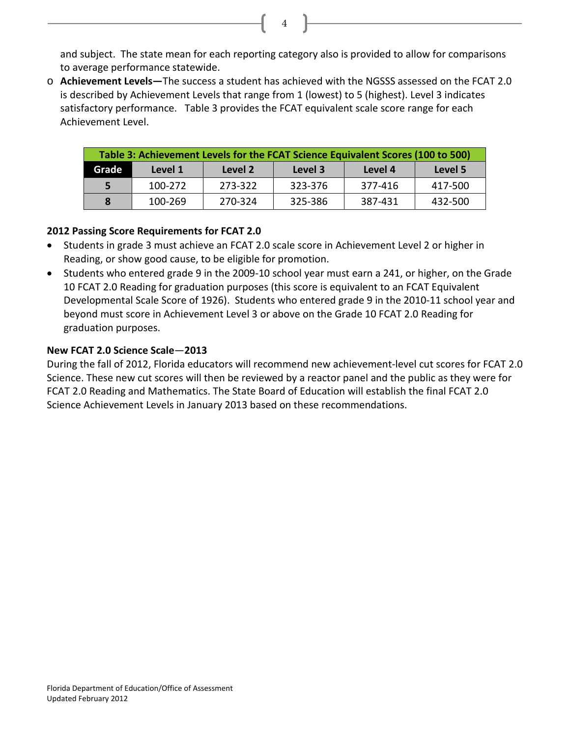and subject. The state mean for each reporting category also is provided to allow for comparisons to average performance statewide.

- **Achievement Levels—**The success a student has achieved with the NGSSS assessed on the FCAT 2.0 is described by Achievement Levels that range from 1 (lowest) to 5 (highest). Level 3 indicates satisfactory performance. Table 3 provides the FCAT equivalent scale score range for each Achievement Level.

| Table 3: Achievement Levels for the FCAT Science Equivalent Scores (100 to 500) | | | | | |
|---|---|---|---|---|---|
| **Grade** | **Level 1** | **Level 2** | **Level 3** | **Level 4** | **Level 5** |
| **5** | 100-272 | 273-322 | 323-376 | 377-416 | 417-500 |
| **8** | 100-269 | 270-324 | 325-386 | 387-431 | 432-500 |

### 2012 Passing Score Requirements for FCAT 2.0

- Students in grade 3 must achieve an FCAT 2.0 scale score in Achievement Level 2 or higher in Reading, or show good cause, to be eligible for promotion.
- Students who entered grade 9 in the 2009-10 school year must earn a 241, or higher, on the Grade 10 FCAT 2.0 Reading for graduation purposes (this score is equivalent to an FCAT Equivalent Developmental Scale Score of 1926). Students who entered grade 9 in the 2010-11 school year and beyond must score in Achievement Level 3 or above on the Grade 10 FCAT 2.0 Reading for graduation purposes.

### New FCAT 2.0 Science Scale—2013

During the fall of 2012, Florida educators will recommend new achievement-level cut scores for FCAT 2.0 Science. These new cut scores will then be reviewed by a reactor panel and the public as they were for FCAT 2.0 Reading and Mathematics. The State Board of Education will establish the final FCAT 2.0 Science Achievement Levels in January 2013 based on these recommendations.